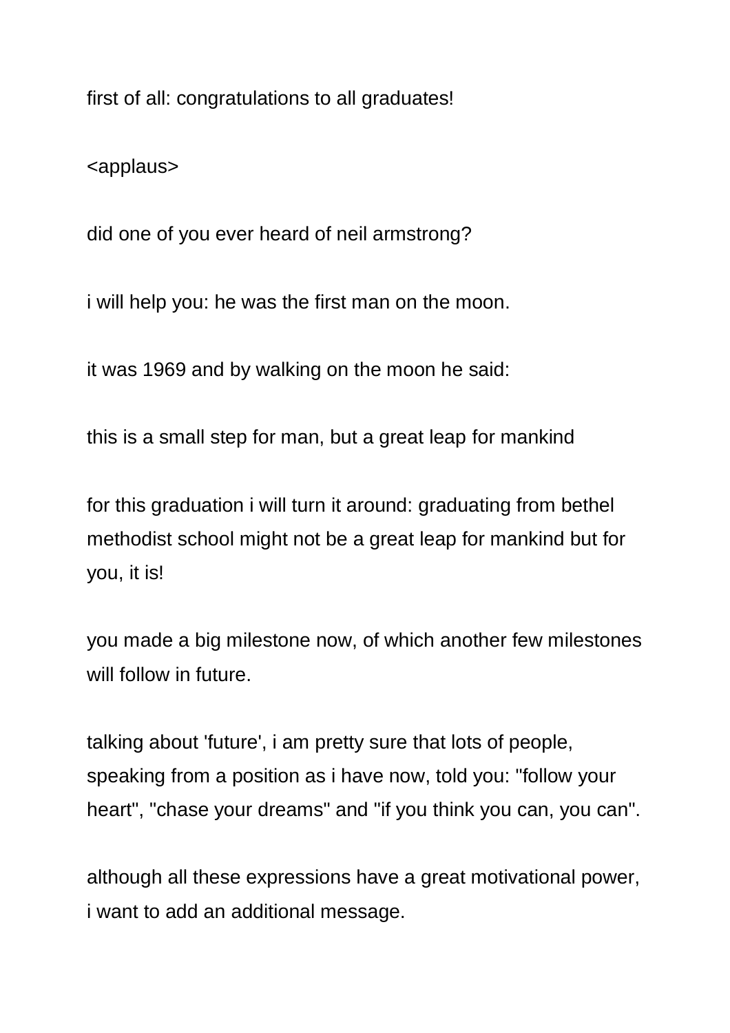first of all: congratulations to all graduates!

<applaus>

did one of you ever heard of neil armstrong?

i will help you: he was the first man on the moon.

it was 1969 and by walking on the moon he said:

this is a small step for man, but a great leap for mankind

for this graduation i will turn it around: graduating from bethel methodist school might not be a great leap for mankind but for you, it is!

you made a big milestone now, of which another few milestones will follow in future.

talking about 'future', i am pretty sure that lots of people, speaking from a position as i have now, told you: "follow your heart", "chase your dreams" and "if you think you can, you can".

although all these expressions have a great motivational power, i want to add an additional message.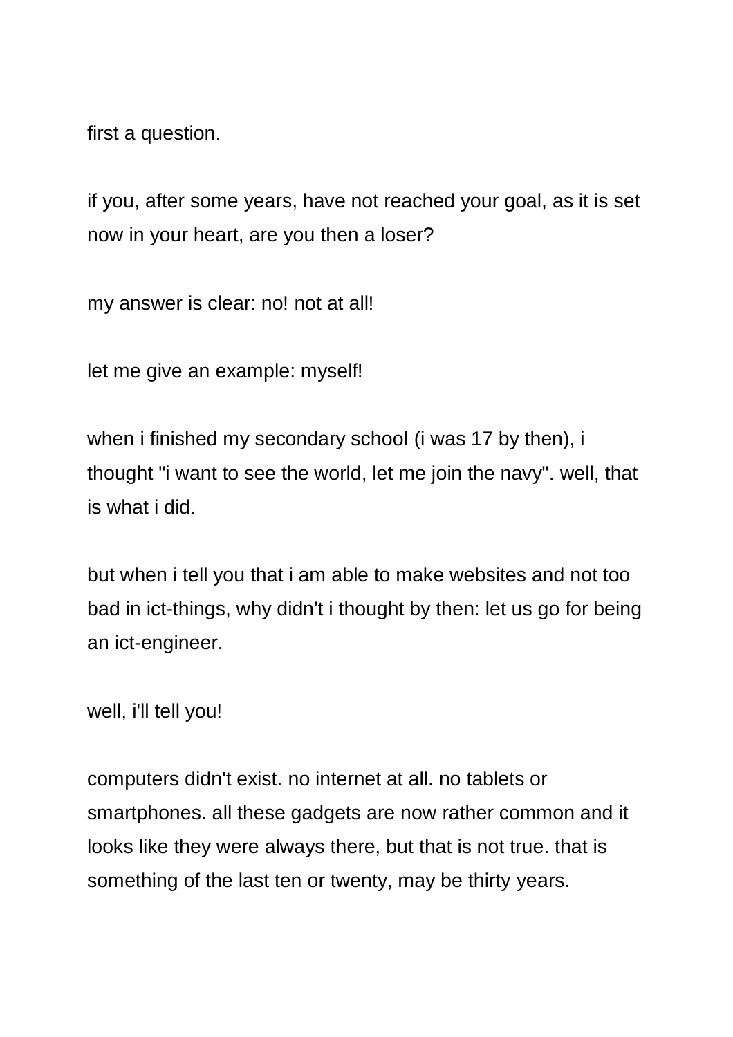first a question.

if you, after some years, have not reached your goal, as it is set now in your heart, are you then a loser?

my answer is clear: no! not at all!

let me give an example: myself!

when i finished my secondary school (i was 17 by then), i thought "i want to see the world, let me join the navy". well, that is what i did.

but when i tell you that i am able to make websites and not too bad in ict-things, why didn't i thought by then: let us go for being an ict-engineer.

well, i'll tell you!

computers didn't exist. no internet at all. no tablets or smartphones. all these gadgets are now rather common and it looks like they were always there, but that is not true. that is something of the last ten or twenty, may be thirty years.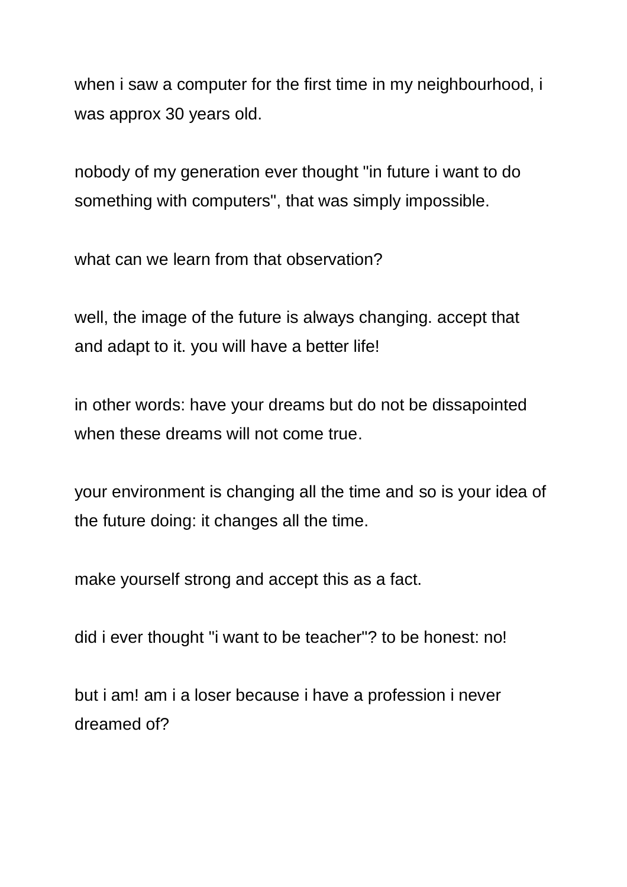when i saw a computer for the first time in my neighbourhood, i was approx 30 years old.

nobody of my generation ever thought "in future i want to do something with computers", that was simply impossible.

what can we learn from that observation?

well, the image of the future is always changing. accept that and adapt to it. you will have a better life!

in other words: have your dreams but do not be dissapointed when these dreams will not come true.

your environment is changing all the time and so is your idea of the future doing: it changes all the time.

make yourself strong and accept this as a fact.

did i ever thought "i want to be teacher"? to be honest: no!

but i am! am i a loser because i have a profession i never dreamed of?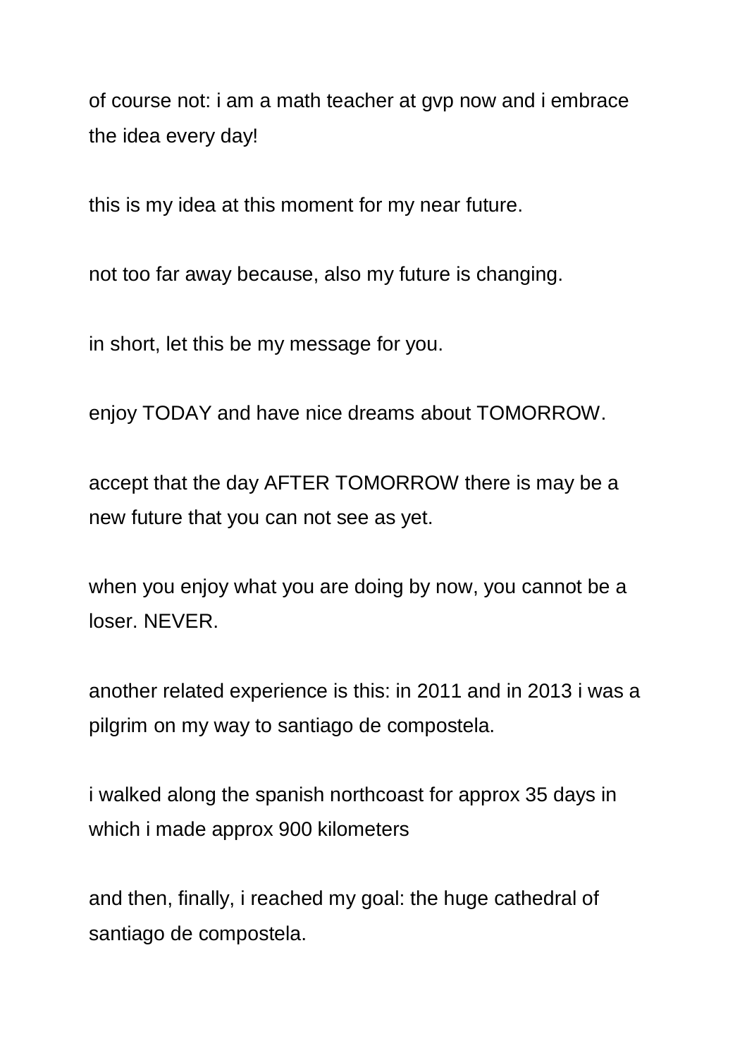of course not: i am a math teacher at gvp now and i embrace the idea every day!

this is my idea at this moment for my near future.

not too far away because, also my future is changing.

in short, let this be my message for you.

enjoy TODAY and have nice dreams about TOMORROW.

accept that the day AFTER TOMORROW there is may be a new future that you can not see as yet.

when you enjoy what you are doing by now, you cannot be a loser. NEVER.

another related experience is this: in 2011 and in 2013 i was a pilgrim on my way to santiago de compostela.

i walked along the spanish northcoast for approx 35 days in which i made approx 900 kilometers

and then, finally, i reached my goal: the huge cathedral of santiago de compostela.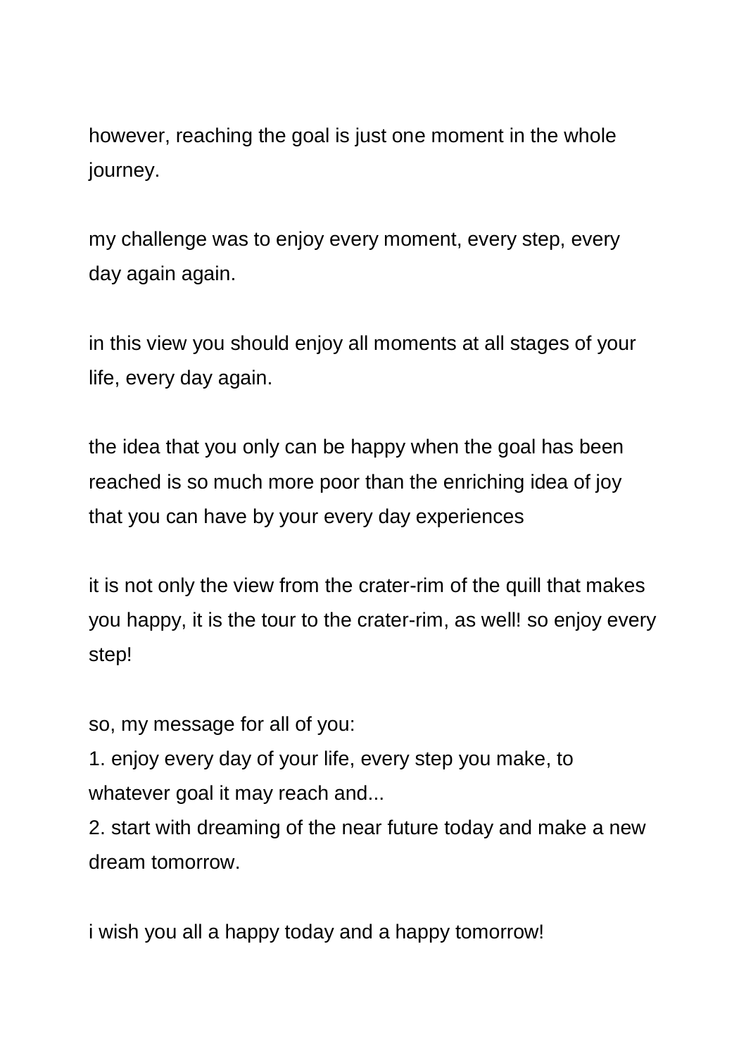however, reaching the goal is just one moment in the whole journey.

my challenge was to enjoy every moment, every step, every day again again.

in this view you should enjoy all moments at all stages of your life, every day again.

the idea that you only can be happy when the goal has been reached is so much more poor than the enriching idea of joy that you can have by your every day experiences

it is not only the view from the crater-rim of the quill that makes you happy, it is the tour to the crater-rim, as well! so enjoy every step!

so, my message for all of you:

1. enjoy every day of your life, every step you make, to whatever goal it may reach and...
2. start with dreaming of the near future today and make a new dream tomorrow.

i wish you all a happy today and a happy tomorrow!